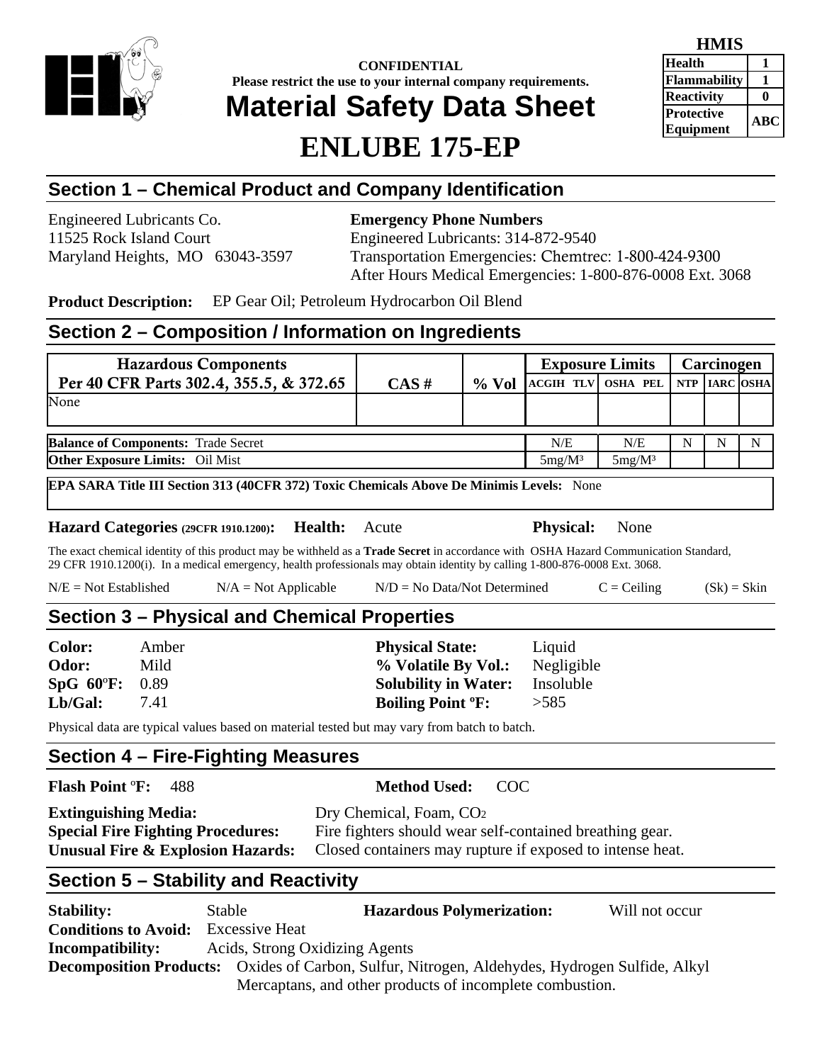**CONFIDENTIAL**
**Please restrict the use to your internal company requirements.**

# Material Safety Data Sheet

# ENLUBE 175-EP

| HMIS | |
|---|---|
| Health | 1 |
| Flammability | 1 |
| Reactivity | 0 |
| Protective Equipment | ABC |

## Section 1 – Chemical Product and Company Identification

Engineered Lubricants Co.
11525 Rock Island Court
Maryland Heights, MO 63043-3597

**Emergency Phone Numbers**
Engineered Lubricants: 314-872-9540
Transportation Emergencies: Chemtrec: 1-800-424-9300
After Hours Medical Emergencies: 1-800-876-0008 Ext. 3068

**Product Description:** EP Gear Oil; Petroleum Hydrocarbon Oil Blend

## Section 2 – Composition / Information on Ingredients

| Hazardous Components Per 40 CFR Parts 302.4, 355.5, & 372.65 | CAS # | % Vol | Exposure Limits | | Carcinogen | | |
|---|---|---|---|---|---|---|---|
| | | | ACGIH TLV | OSHA PEL | NTP | IARC | OSHA |
| None | | | | | | | |
| **Balance of Components:** Trade Secret | | | N/E | N/E | N | N | N |
| **Other Exposure Limits:** Oil Mist | | | 5mg/M³ | 5mg/M³ | | | |

**EPA SARA Title III Section 313 (40CFR 372) Toxic Chemicals Above De Minimis Levels:** None

**Hazard Categories (29CFR 1910.1200): Health:** Acute **Physical:** None

The exact chemical identity of this product may be withheld as a **Trade Secret** in accordance with OSHA Hazard Communication Standard, 29 CFR 1910.1200(i). In a medical emergency, health professionals may obtain identity by calling 1-800-876-0008 Ext. 3068.

N/E = Not Established N/A = Not Applicable N/D = No Data/Not Determined C = Ceiling (Sk) = Skin

## Section 3 – Physical and Chemical Properties

**Color:** Amber
**Odor:** Mild
**SpG 60ºF:** 0.89
**Lb/Gal:** 7.41

**Physical State:** Liquid
**% Volatile By Vol.:** Negligible
**Solubility in Water:** Insoluble
**Boiling Point ºF:** >585

Physical data are typical values based on material tested but may vary from batch to batch.

## Section 4 – Fire-Fighting Measures

**Flash Point ºF:** 488 **Method Used:** COC

**Extinguishing Media:** Dry Chemical, Foam, $CO_2$
**Special Fire Fighting Procedures:** Fire fighters should wear self-contained breathing gear.
**Unusual Fire & Explosion Hazards:** Closed containers may rupture if exposed to intense heat.

## Section 5 – Stability and Reactivity

**Stability:** Stable **Hazardous Polymerization:** Will not occur
**Conditions to Avoid:** Excessive Heat
**Incompatibility:** Acids, Strong Oxidizing Agents
**Decomposition Products:** Oxides of Carbon, Sulfur, Nitrogen, Aldehydes, Hydrogen Sulfide, Alkyl Mercaptans, and other products of incomplete combustion.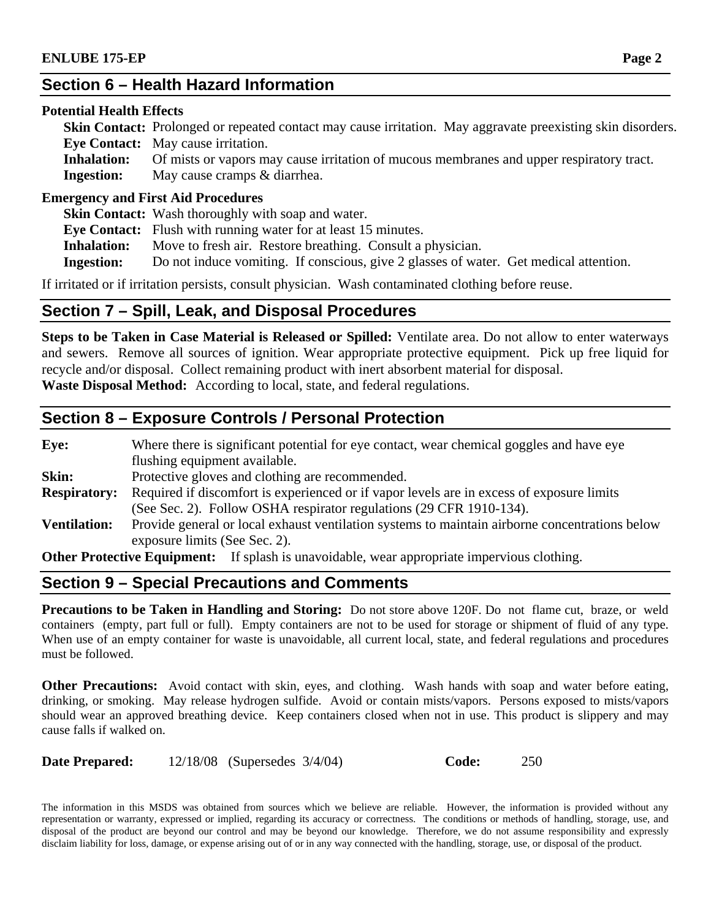## Section 6 – Health Hazard Information

**Potential Health Effects**

**Skin Contact:** Prolonged or repeated contact may cause irritation. May aggravate preexisting skin disorders.
**Eye Contact:** May cause irritation.
**Inhalation:** Of mists or vapors may cause irritation of mucous membranes and upper respiratory tract.
**Ingestion:** May cause cramps & diarrhea.

**Emergency and First Aid Procedures**

**Skin Contact:** Wash thoroughly with soap and water.
**Eye Contact:** Flush with running water for at least 15 minutes.
**Inhalation:** Move to fresh air. Restore breathing. Consult a physician.
**Ingestion:** Do not induce vomiting. If conscious, give 2 glasses of water. Get medical attention.

If irritated or if irritation persists, consult physician. Wash contaminated clothing before reuse.

## Section 7 – Spill, Leak, and Disposal Procedures

**Steps to be Taken in Case Material is Released or Spilled:** Ventilate area. Do not allow to enter waterways and sewers. Remove all sources of ignition. Wear appropriate protective equipment. Pick up free liquid for recycle and/or disposal. Collect remaining product with inert absorbent material for disposal.
**Waste Disposal Method:** According to local, state, and federal regulations.

## Section 8 – Exposure Controls / Personal Protection

**Eye:** Where there is significant potential for eye contact, wear chemical goggles and have eye flushing equipment available.
**Skin:** Protective gloves and clothing are recommended.
**Respiratory:** Required if discomfort is experienced or if vapor levels are in excess of exposure limits (See Sec. 2). Follow OSHA respirator regulations (29 CFR 1910-134).
**Ventilation:** Provide general or local exhaust ventilation systems to maintain airborne concentrations below exposure limits (See Sec. 2).
**Other Protective Equipment:** If splash is unavoidable, wear appropriate impervious clothing.

## Section 9 – Special Precautions and Comments

**Precautions to be Taken in Handling and Storing:** Do not store above 120F. Do not flame cut, braze, or weld containers (empty, part full or full). Empty containers are not to be used for storage or shipment of fluid of any type. When use of an empty container for waste is unavoidable, all current local, state, and federal regulations and procedures must be followed.

**Other Precautions:** Avoid contact with skin, eyes, and clothing. Wash hands with soap and water before eating, drinking, or smoking. May release hydrogen sulfide. Avoid or contain mists/vapors. Persons exposed to mists/vapors should wear an approved breathing device. Keep containers closed when not in use. This product is slippery and may cause falls if walked on.

**Date Prepared:** 12/18/08 (Supersedes 3/4/04) **Code:** 250

The information in this MSDS was obtained from sources which we believe are reliable. However, the information is provided without any representation or warranty, expressed or implied, regarding its accuracy or correctness. The conditions or methods of handling, storage, use, and disposal of the product are beyond our control and may be beyond our knowledge. Therefore, we do not assume responsibility and expressly disclaim liability for loss, damage, or expense arising out of or in any way connected with the handling, storage, use, or disposal of the product.